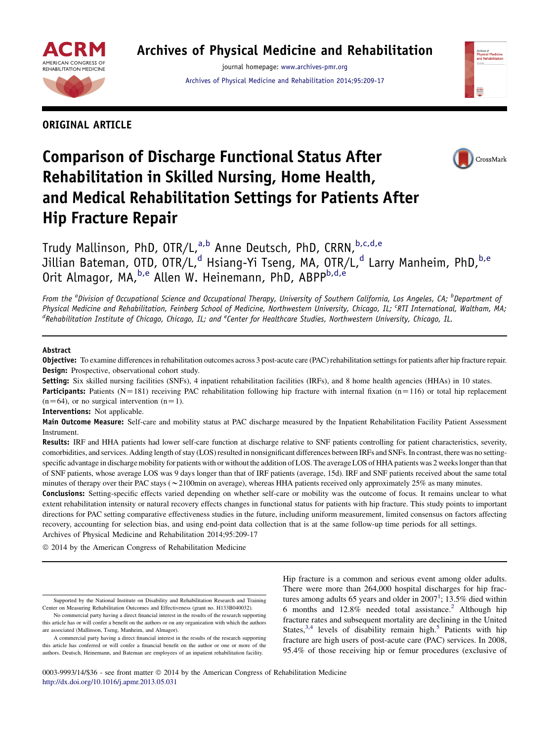ORIGINAL ARTICLE

# Comparison of Discharge Functional Status After Rehabilitation in Skilled Nursing, Home Health, and Medical Rehabilitation Settings for Patients After Hip Fracture Repair

Trudy Mallinson, PhD, OTR/L,[a,b] Anne Deutsch, PhD, CRRN,[b,c,d,e] Jillian Bateman, OTD, OTR/L,[d] Hsiang-Yi Tseng, MA, OTR/L,[d] Larry Manheim, PhD,[b,e] Orit Almagor, MA,[b,e] Allen W. Heinemann, PhD, ABPP[b,d,e]

*From the [a]Division of Occupational Science and Occupational Therapy, University of Southern California, Los Angeles, CA; [b]Department of Physical Medicine and Rehabilitation, Feinberg School of Medicine, Northwestern University, Chicago, IL; [c]RTI International, Waltham, MA; [d]Rehabilitation Institute of Chicago, Chicago, IL; and [e]Center for Healthcare Studies, Northwestern University, Chicago, IL.*

## Abstract

**Objective:** To examine differences in rehabilitation outcomes across 3 post-acute care (PAC) rehabilitation settings for patients after hip fracture repair.

**Design:** Prospective, observational cohort study.

**Setting:** Six skilled nursing facilities (SNFs), 4 inpatient rehabilitation facilities (IRFs), and 8 home health agencies (HHAs) in 10 states.

**Participants:** Patients (N=181) receiving PAC rehabilitation following hip fracture with internal fixation (n=116) or total hip replacement (n=64), or no surgical intervention (n=1).

**Interventions:** Not applicable.

**Main Outcome Measure:** Self-care and mobility status at PAC discharge measured by the Inpatient Rehabilitation Facility Patient Assessment Instrument.

**Results:** IRF and HHA patients had lower self-care function at discharge relative to SNF patients controlling for patient characteristics, severity, comorbidities, and services. Adding length of stay (LOS) resulted in nonsignificant differences between IRFs and SNFs. In contrast, there was no setting-specific advantage in discharge mobility for patients with or without the addition of LOS. The average LOS of HHA patients was 2 weeks longer than that of SNF patients, whose average LOS was 9 days longer than that of IRF patients (average, 15d). IRF and SNF patients received about the same total minutes of therapy over their PAC stays (∼2100min on average), whereas HHA patients received only approximately 25% as many minutes.

**Conclusions:** Setting-specific effects varied depending on whether self-care or mobility was the outcome of focus. It remains unclear to what extent rehabilitation intensity or natural recovery effects changes in functional status for patients with hip fracture. This study points to important directions for PAC setting comparative effectiveness studies in the future, including uniform measurement, limited consensus on factors affecting recovery, accounting for selection bias, and using end-point data collection that is at the same follow-up time periods for all settings.

Archives of Physical Medicine and Rehabilitation 2014;95:209-17

© 2014 by the American Congress of Rehabilitation Medicine

Hip fracture is a common and serious event among older adults. There were more than 264,000 hospital discharges for hip fractures among adults 65 years and older in 2007[1]; 13.5% died within 6 months and 12.8% needed total assistance.[2] Although hip fracture rates and subsequent mortality are declining in the United States,[3,4] levels of disability remain high.[5] Patients with hip fracture are high users of post-acute care (PAC) services. In 2008, 95.4% of those receiving hip or femur procedures (exclusive of

---

Supported by the National Institute on Disability and Rehabilitation Research and Training Center on Measuring Rehabilitation Outcomes and Effectiveness (grant no. H133B040032).

No commercial party having a direct financial interest in the results of the research supporting this article has or will confer a benefit on the authors or on any organization with which the authors are associated (Mallinson, Tseng, Manheim, and Almagor).

A commercial party having a direct financial interest in the results of the research supporting this article has conferred or will confer a financial benefit on the author or one or more of the authors. Deutsch, Heinemann, and Bateman are employees of an inpatient rehabilitation facility.

0003-9993/14/$36 - see front matter © 2014 by the American Congress of Rehabilitation Medicine
http://dx.doi.org/10.1016/j.apmr.2013.05.031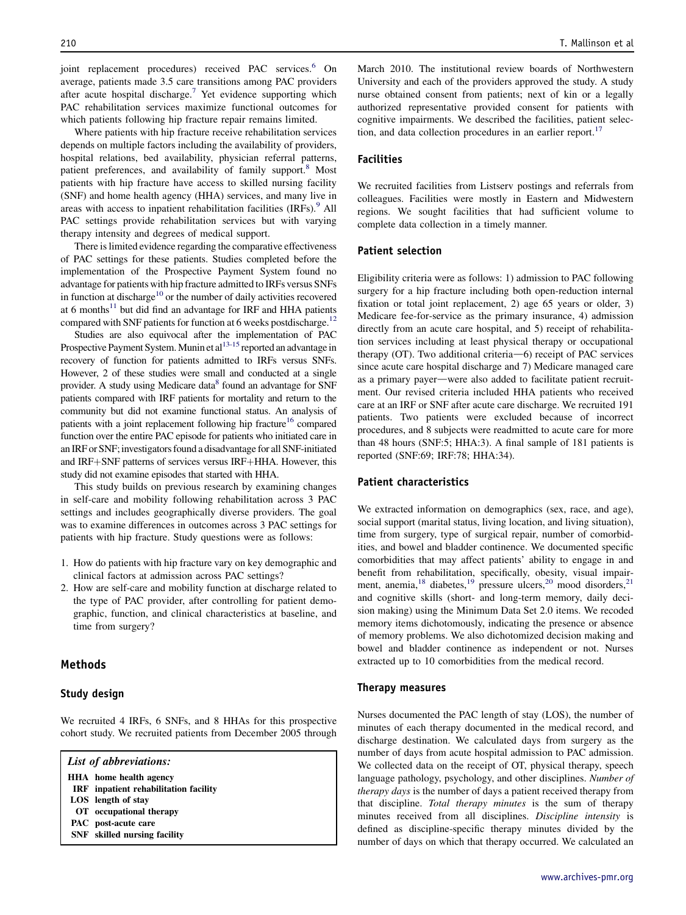joint replacement procedures) received PAC services.[6] On average, patients made 3.5 care transitions among PAC providers after acute hospital discharge.[7] Yet evidence supporting which PAC rehabilitation services maximize functional outcomes for which patients following hip fracture repair remains limited.

Where patients with hip fracture receive rehabilitation services depends on multiple factors including the availability of providers, hospital relations, bed availability, physician referral patterns, patient preferences, and availability of family support.[8] Most patients with hip fracture have access to skilled nursing facility (SNF) and home health agency (HHA) services, and many live in areas with access to inpatient rehabilitation facilities (IRFs).[9] All PAC settings provide rehabilitation services but with varying therapy intensity and degrees of medical support.

There is limited evidence regarding the comparative effectiveness of PAC settings for these patients. Studies completed before the implementation of the Prospective Payment System found no advantage for patients with hip fracture admitted to IRFs versus SNFs in function at discharge[10] or the number of daily activities recovered at 6 months[11] but did find an advantage for IRF and HHA patients compared with SNF patients for function at 6 weeks postdischarge.[12]

Studies are also equivocal after the implementation of PAC Prospective Payment System. Munin et al[13-15] reported an advantage in recovery of function for patients admitted to IRFs versus SNFs. However, 2 of these studies were small and conducted at a single provider. A study using Medicare data[8] found an advantage for SNF patients compared with IRF patients for mortality and return to the community but did not examine functional status. An analysis of patients with a joint replacement following hip fracture[16] compared function over the entire PAC episode for patients who initiated care in an IRF or SNF; investigators found a disadvantage for all SNF-initiated and IRF+SNF patterns of services versus IRF+HHA. However, this study did not examine episodes that started with HHA.

This study builds on previous research by examining changes in self-care and mobility following rehabilitation across 3 PAC settings and includes geographically diverse providers. The goal was to examine differences in outcomes across 3 PAC settings for patients with hip fracture. Study questions were as follows:

1. How do patients with hip fracture vary on key demographic and clinical factors at admission across PAC settings?
2. How are self-care and mobility function at discharge related to the type of PAC provider, after controlling for patient demographic, function, and clinical characteristics at baseline, and time from surgery?

## Methods

### Study design

We recruited 4 IRFs, 6 SNFs, and 8 HHAs for this prospective cohort study. We recruited patients from December 2005 through March 2010. The institutional review boards of Northwestern University and each of the providers approved the study. A study nurse obtained consent from patients; next of kin or a legally authorized representative provided consent for patients with cognitive impairments. We described the facilities, patient selection, and data collection procedures in an earlier report.[17]

***List of abbreviations:***

**HHA** home health agency
**IRF** inpatient rehabilitation facility
**LOS** length of stay
**OT** occupational therapy
**PAC** post-acute care
**SNF** skilled nursing facility

### Facilities

We recruited facilities from Listserv postings and referrals from colleagues. Facilities were mostly in Eastern and Midwestern regions. We sought facilities that had sufficient volume to complete data collection in a timely manner.

### Patient selection

Eligibility criteria were as follows: 1) admission to PAC following surgery for a hip fracture including both open-reduction internal fixation or total joint replacement, 2) age 65 years or older, 3) Medicare fee-for-service as the primary insurance, 4) admission directly from an acute care hospital, and 5) receipt of rehabilitation services including at least physical therapy or occupational therapy (OT). Two additional criteria—6) receipt of PAC services since acute care hospital discharge and 7) Medicare managed care as a primary payer—were also added to facilitate patient recruitment. Our revised criteria included HHA patients who received care at an IRF or SNF after acute care discharge. We recruited 191 patients. Two patients were excluded because of incorrect procedures, and 8 subjects were readmitted to acute care for more than 48 hours (SNF:5; HHA:3). A final sample of 181 patients is reported (SNF:69; IRF:78; HHA:34).

### Patient characteristics

We extracted information on demographics (sex, race, and age), social support (marital status, living location, and living situation), time from surgery, type of surgical repair, number of comorbidities, and bowel and bladder continence. We documented specific comorbidities that may affect patients' ability to engage in and benefit from rehabilitation, specifically, obesity, visual impairment, anemia,[18] diabetes,[19] pressure ulcers,[20] mood disorders,[21] and cognitive skills (short- and long-term memory, daily decision making) using the Minimum Data Set 2.0 items. We recoded memory items dichotomously, indicating the presence or absence of memory problems. We also dichotomized decision making and bowel and bladder continence as independent or not. Nurses extracted up to 10 comorbidities from the medical record.

### Therapy measures

Nurses documented the PAC length of stay (LOS), the number of minutes of each therapy documented in the medical record, and discharge destination. We calculated days from surgery as the number of days from acute hospital admission to PAC admission. We collected data on the receipt of OT, physical therapy, speech language pathology, psychology, and other disciplines. *Number of therapy days* is the number of days a patient received therapy from that discipline. *Total therapy minutes* is the sum of therapy minutes received from all disciplines. *Discipline intensity* is defined as discipline-specific therapy minutes divided by the number of days on which that therapy occurred. We calculated an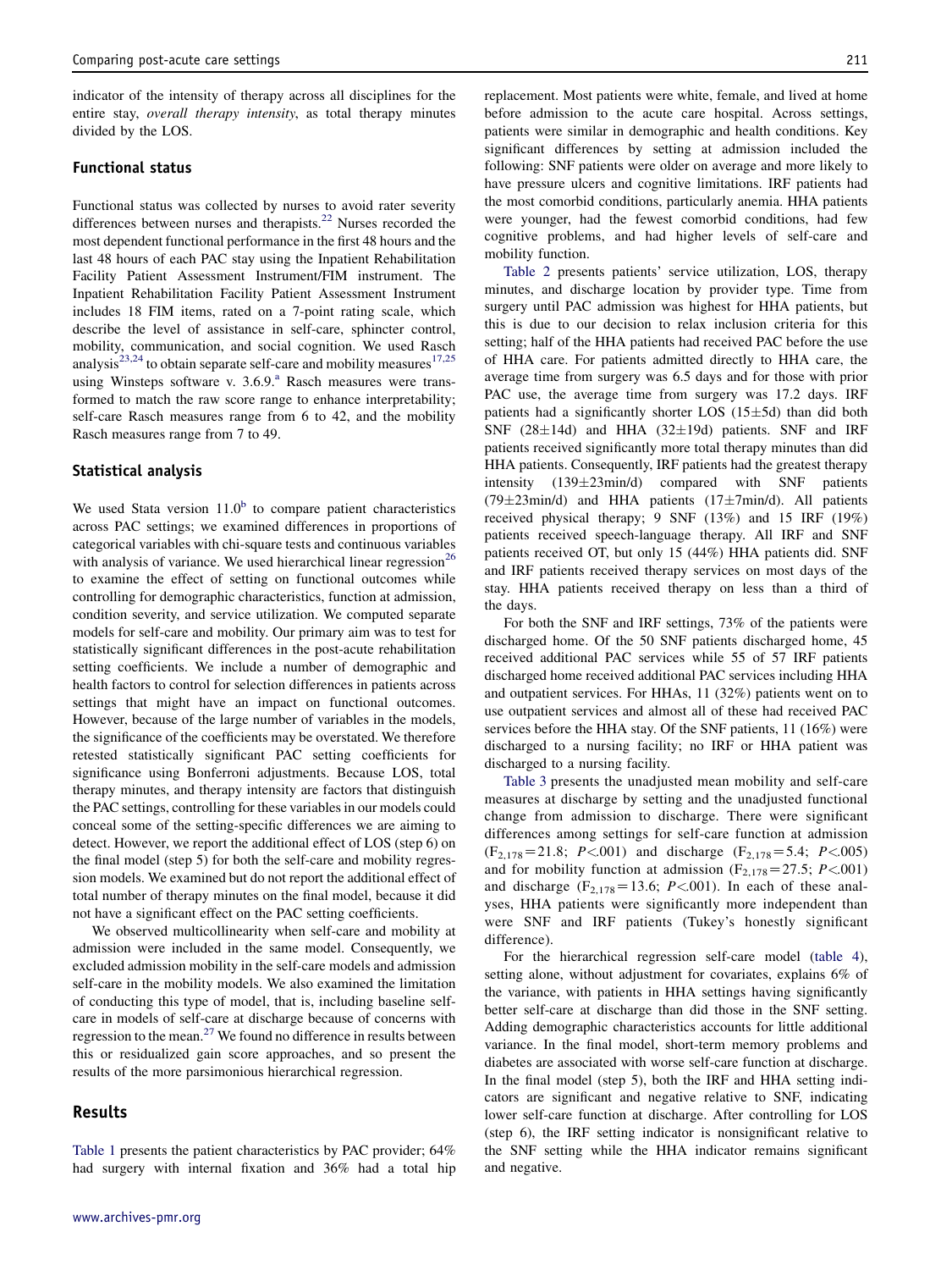indicator of the intensity of therapy across all disciplines for the entire stay, *overall therapy intensity*, as total therapy minutes divided by the LOS.

### Functional status

Functional status was collected by nurses to avoid rater severity differences between nurses and therapists.[22] Nurses recorded the most dependent functional performance in the first 48 hours and the last 48 hours of each PAC stay using the Inpatient Rehabilitation Facility Patient Assessment Instrument/FIM instrument. The Inpatient Rehabilitation Facility Patient Assessment Instrument includes 18 FIM items, rated on a 7-point rating scale, which describe the level of assistance in self-care, sphincter control, mobility, communication, and social cognition. We used Rasch analysis[23,24] to obtain separate self-care and mobility measures[17,25] using Winsteps software v. 3.6.9.[a] Rasch measures were transformed to match the raw score range to enhance interpretability; self-care Rasch measures range from 6 to 42, and the mobility Rasch measures range from 7 to 49.

### Statistical analysis

We used Stata version 11.0[b] to compare patient characteristics across PAC settings; we examined differences in proportions of categorical variables with chi-square tests and continuous variables with analysis of variance. We used hierarchical linear regression[26] to examine the effect of setting on functional outcomes while controlling for demographic characteristics, function at admission, condition severity, and service utilization. We computed separate models for self-care and mobility. Our primary aim was to test for statistically significant differences in the post-acute rehabilitation setting coefficients. We include a number of demographic and health factors to control for selection differences in patients across settings that might have an impact on functional outcomes. However, because of the large number of variables in the models, the significance of the coefficients may be overstated. We therefore retested statistically significant PAC setting coefficients for significance using Bonferroni adjustments. Because LOS, total therapy minutes, and therapy intensity are factors that distinguish the PAC settings, controlling for these variables in our models could conceal some of the setting-specific differences we are aiming to detect. However, we report the additional effect of LOS (step 6) on the final model (step 5) for both the self-care and mobility regression models. We examined but do not report the additional effect of total number of therapy minutes on the final model, because it did not have a significant effect on the PAC setting coefficients.

We observed multicollinearity when self-care and mobility at admission were included in the same model. Consequently, we excluded admission mobility in the self-care models and admission self-care in the mobility models. We also examined the limitation of conducting this type of model, that is, including baseline self-care in models of self-care at discharge because of concerns with regression to the mean.[27] We found no difference in results between this or residualized gain score approaches, and so present the results of the more parsimonious hierarchical regression.

## Results

Table 1 presents the patient characteristics by PAC provider; 64% had surgery with internal fixation and 36% had a total hip replacement. Most patients were white, female, and lived at home before admission to the acute care hospital. Across settings, patients were similar in demographic and health conditions. Key significant differences by setting at admission included the following: SNF patients were older on average and more likely to have pressure ulcers and cognitive limitations. IRF patients had the most comorbid conditions, particularly anemia. HHA patients were younger, had the fewest comorbid conditions, had few cognitive problems, and had higher levels of self-care and mobility function.

Table 2 presents patients' service utilization, LOS, therapy minutes, and discharge location by provider type. Time from surgery until PAC admission was highest for HHA patients, but this is due to our decision to relax inclusion criteria for this setting; half of the HHA patients had received PAC before the use of HHA care. For patients admitted directly to HHA care, the average time from surgery was 6.5 days and for those with prior PAC use, the average time from surgery was 17.2 days. IRF patients had a significantly shorter LOS (15±5d) than did both SNF (28±14d) and HHA (32±19d) patients. SNF and IRF patients received significantly more total therapy minutes than did HHA patients. Consequently, IRF patients had the greatest therapy intensity (139±23min/d) compared with SNF patients (79±23min/d) and HHA patients (17±7min/d). All patients received physical therapy; 9 SNF (13%) and 15 IRF (19%) patients received speech-language therapy. All IRF and SNF patients received OT, but only 15 (44%) HHA patients did. SNF and IRF patients received therapy services on most days of the stay. HHA patients received therapy on less than a third of the days.

For both the SNF and IRF settings, 73% of the patients were discharged home. Of the 50 SNF patients discharged home, 45 received additional PAC services while 55 of 57 IRF patients discharged home received additional PAC services including HHA and outpatient services. For HHAs, 11 (32%) patients went on to use outpatient services and almost all of these had received PAC services before the HHA stay. Of the SNF patients, 11 (16%) were discharged to a nursing facility; no IRF or HHA patient was discharged to a nursing facility.

Table 3 presents the unadjusted mean mobility and self-care measures at discharge by setting and the unadjusted functional change from admission to discharge. There were significant differences among settings for self-care function at admission ($F_{2,178}=21.8$; $P<.001$) and discharge ($F_{2,178}=5.4$; $P<.005$) and for mobility function at admission ($F_{2,178}=27.5$; $P<.001$) and discharge ($F_{2,178}=13.6$; $P<.001$). In each of these analyses, HHA patients were significantly more independent than were SNF and IRF patients (Tukey's honestly significant difference).

For the hierarchical regression self-care model (table 4), setting alone, without adjustment for covariates, explains 6% of the variance, with patients in HHA settings having significantly better self-care at discharge than did those in the SNF setting. Adding demographic characteristics accounts for little additional variance. In the final model, short-term memory problems and diabetes are associated with worse self-care function at discharge. In the final model (step 5), both the IRF and HHA setting indicators are significant and negative relative to SNF, indicating lower self-care function at discharge. After controlling for LOS (step 6), the IRF setting indicator is nonsignificant relative to the SNF setting while the HHA indicator remains significant and negative.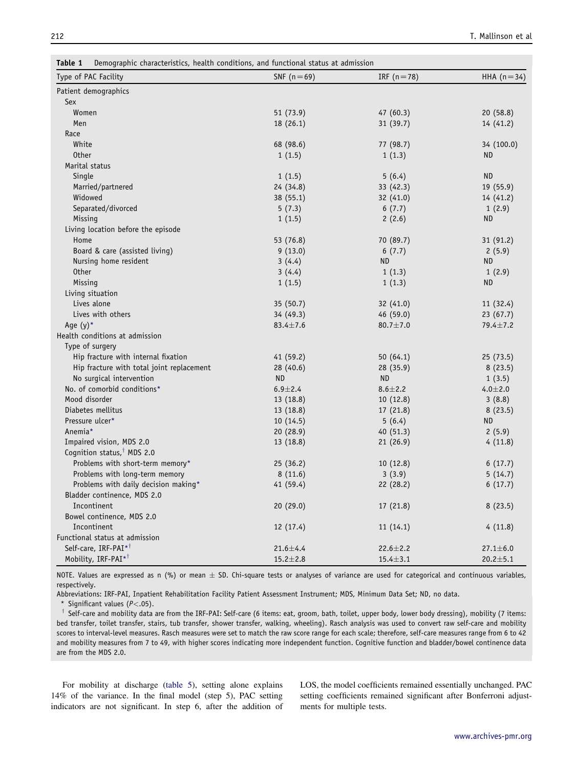**Table 1** Demographic characteristics, health conditions, and functional status at admission

| Type of PAC Facility | SNF (n=69) | IRF (n=78) | HHA (n=34) |
|---|---|---|---|
| Patient demographics | | | |
| Sex | | | |
| Women | 51 (73.9) | 47 (60.3) | 20 (58.8) |
| Men | 18 (26.1) | 31 (39.7) | 14 (41.2) |
| Race | | | |
| White | 68 (98.6) | 77 (98.7) | 34 (100.0) |
| Other | 1 (1.5) | 1 (1.3) | ND |
| Marital status | | | |
| Single | 1 (1.5) | 5 (6.4) | ND |
| Married/partnered | 24 (34.8) | 33 (42.3) | 19 (55.9) |
| Widowed | 38 (55.1) | 32 (41.0) | 14 (41.2) |
| Separated/divorced | 5 (7.3) | 6 (7.7) | 1 (2.9) |
| Missing | 1 (1.5) | 2 (2.6) | ND |
| Living location before the episode | | | |
| Home | 53 (76.8) | 70 (89.7) | 31 (91.2) |
| Board & care (assisted living) | 9 (13.0) | 6 (7.7) | 2 (5.9) |
| Nursing home resident | 3 (4.4) | ND | ND |
| Other | 3 (4.4) | 1 (1.3) | 1 (2.9) |
| Missing | 1 (1.5) | 1 (1.3) | ND |
| Living situation | | | |
| Lives alone | 35 (50.7) | 32 (41.0) | 11 (32.4) |
| Lives with others | 34 (49.3) | 46 (59.0) | 23 (67.7) |
| Age (y)* | 83.4±7.6 | 80.7±7.0 | 79.4±7.2 |
| Health conditions at admission | | | |
| Type of surgery | | | |
| Hip fracture with internal fixation | 41 (59.2) | 50 (64.1) | 25 (73.5) |
| Hip fracture with total joint replacement | 28 (40.6) | 28 (35.9) | 8 (23.5) |
| No surgical intervention | ND | ND | 1 (3.5) |
| No. of comorbid conditions* | 6.9±2.4 | 8.6±2.2 | 4.0±2.0 |
| Mood disorder | 13 (18.8) | 10 (12.8) | 3 (8.8) |
| Diabetes mellitus | 13 (18.8) | 17 (21.8) | 8 (23.5) |
| Pressure ulcer* | 10 (14.5) | 5 (6.4) | ND |
| Anemia* | 20 (28.9) | 40 (51.3) | 2 (5.9) |
| Impaired vision, MDS 2.0 | 13 (18.8) | 21 (26.9) | 4 (11.8) |
| Cognition status,[†] MDS 2.0 | | | |
| Problems with short-term memory* | 25 (36.2) | 10 (12.8) | 6 (17.7) |
| Problems with long-term memory | 8 (11.6) | 3 (3.9) | 5 (14.7) |
| Problems with daily decision making* | 41 (59.4) | 22 (28.2) | 6 (17.7) |
| Bladder continence, MDS 2.0 | | | |
| Incontinent | 20 (29.0) | 17 (21.8) | 8 (23.5) |
| Bowel continence, MDS 2.0 | | | |
| Incontinent | 12 (17.4) | 11 (14.1) | 4 (11.8) |
| Functional status at admission | | | |
| Self-care, IRF-PAI*[†] | 21.6±4.4 | 22.6±2.2 | 27.1±6.0 |
| Mobility, IRF-PAI*[†] | 15.2±2.8 | 15.4±3.1 | 20.2±5.1 |

NOTE. Values are expressed as n (%) or mean ± SD. Chi-square tests or analyses of variance are used for categorical and continuous variables, respectively.

Abbreviations: IRF-PAI, Inpatient Rehabilitation Facility Patient Assessment Instrument; MDS, Minimum Data Set; ND, no data.

\* Significant values ($P<.05$).

[†] Self-care and mobility data are from the IRF-PAI: Self-care (6 items: eat, groom, bath, toilet, upper body, lower body dressing), mobility (7 items: bed transfer, toilet transfer, stairs, tub transfer, shower transfer, walking, wheeling). Rasch analysis was used to convert raw self-care and mobility scores to interval-level measures. Rasch measures were set to match the raw score range for each scale; therefore, self-care measures range from 6 to 42 and mobility measures from 7 to 49, with higher scores indicating more independent function. Cognitive function and bladder/bowel continence data are from the MDS 2.0.

For mobility at discharge (table 5), setting alone explains 14% of the variance. In the final model (step 5), PAC setting indicators are not significant. In step 6, after the addition of LOS, the model coefficients remained essentially unchanged. PAC setting coefficients remained significant after Bonferroni adjustments for multiple tests.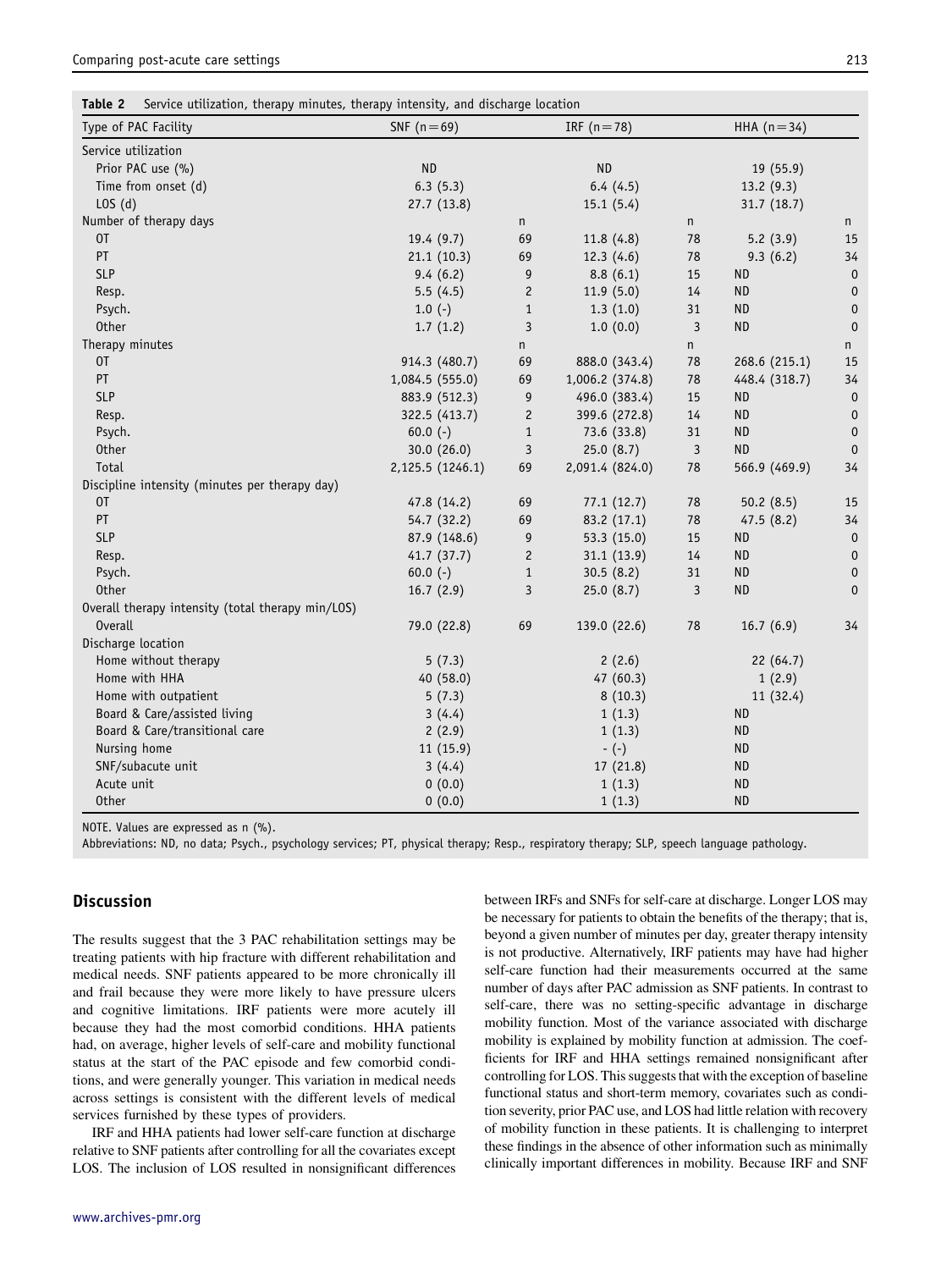**Table 2** Service utilization, therapy minutes, therapy intensity, and discharge location

| Type of PAC Facility | SNF (n=69) | | IRF (n=78) | | HHA (n=34) | |
|---|---|---|---|---|---|---|
| Service utilization | | | | | | |
| Prior PAC use (%) | ND | | ND | | 19 (55.9) | |
| Time from onset (d) | 6.3 (5.3) | | 6.4 (4.5) | | 13.2 (9.3) | |
| LOS (d) | 27.7 (13.8) | | 15.1 (5.4) | | 31.7 (18.7) | |
| Number of therapy days | | n | | n | | n |
| OT | 19.4 (9.7) | 69 | 11.8 (4.8) | 78 | 5.2 (3.9) | 15 |
| PT | 21.1 (10.3) | 69 | 12.3 (4.6) | 78 | 9.3 (6.2) | 34 |
| SLP | 9.4 (6.2) | 9 | 8.8 (6.1) | 15 | ND | 0 |
| Resp. | 5.5 (4.5) | 2 | 11.9 (5.0) | 14 | ND | 0 |
| Psych. | 1.0 (-) | 1 | 1.3 (1.0) | 31 | ND | 0 |
| Other | 1.7 (1.2) | 3 | 1.0 (0.0) | 3 | ND | 0 |
| Therapy minutes | | n | | n | | n |
| OT | 914.3 (480.7) | 69 | 888.0 (343.4) | 78 | 268.6 (215.1) | 15 |
| PT | 1,084.5 (555.0) | 69 | 1,006.2 (374.8) | 78 | 448.4 (318.7) | 34 |
| SLP | 883.9 (512.3) | 9 | 496.0 (383.4) | 15 | ND | 0 |
| Resp. | 322.5 (413.7) | 2 | 399.6 (272.8) | 14 | ND | 0 |
| Psych. | 60.0 (-) | 1 | 73.6 (33.8) | 31 | ND | 0 |
| Other | 30.0 (26.0) | 3 | 25.0 (8.7) | 3 | ND | 0 |
| Total | 2,125.5 (1246.1) | 69 | 2,091.4 (824.0) | 78 | 566.9 (469.9) | 34 |
| Discipline intensity (minutes per therapy day) | | | | | | |
| OT | 47.8 (14.2) | 69 | 77.1 (12.7) | 78 | 50.2 (8.5) | 15 |
| PT | 54.7 (32.2) | 69 | 83.2 (17.1) | 78 | 47.5 (8.2) | 34 |
| SLP | 87.9 (148.6) | 9 | 53.3 (15.0) | 15 | ND | 0 |
| Resp. | 41.7 (37.7) | 2 | 31.1 (13.9) | 14 | ND | 0 |
| Psych. | 60.0 (-) | 1 | 30.5 (8.2) | 31 | ND | 0 |
| Other | 16.7 (2.9) | 3 | 25.0 (8.7) | 3 | ND | 0 |
| Overall therapy intensity (total therapy min/LOS) | | | | | | |
| Overall | 79.0 (22.8) | 69 | 139.0 (22.6) | 78 | 16.7 (6.9) | 34 |
| Discharge location | | | | | | |
| Home without therapy | 5 (7.3) | | 2 (2.6) | | 22 (64.7) | |
| Home with HHA | 40 (58.0) | | 47 (60.3) | | 1 (2.9) | |
| Home with outpatient | 5 (7.3) | | 8 (10.3) | | 11 (32.4) | |
| Board & Care/assisted living | 3 (4.4) | | 1 (1.3) | | ND | |
| Board & Care/transitional care | 2 (2.9) | | 1 (1.3) | | ND | |
| Nursing home | 11 (15.9) | | - (-) | | ND | |
| SNF/subacute unit | 3 (4.4) | | 17 (21.8) | | ND | |
| Acute unit | 0 (0.0) | | 1 (1.3) | | ND | |
| Other | 0 (0.0) | | 1 (1.3) | | ND | |

NOTE. Values are expressed as n (%).

Abbreviations: ND, no data; Psych., psychology services; PT, physical therapy; Resp., respiratory therapy; SLP, speech language pathology.

## Discussion

The results suggest that the 3 PAC rehabilitation settings may be treating patients with hip fracture with different rehabilitation and medical needs. SNF patients appeared to be more chronically ill and frail because they were more likely to have pressure ulcers and cognitive limitations. IRF patients were more acutely ill because they had the most comorbid conditions. HHA patients had, on average, higher levels of self-care and mobility functional status at the start of the PAC episode and few comorbid conditions, and were generally younger. This variation in medical needs across settings is consistent with the different levels of medical services furnished by these types of providers.

IRF and HHA patients had lower self-care function at discharge relative to SNF patients after controlling for all the covariates except LOS. The inclusion of LOS resulted in nonsignificant differences between IRFs and SNFs for self-care at discharge. Longer LOS may be necessary for patients to obtain the benefits of the therapy; that is, beyond a given number of minutes per day, greater therapy intensity is not productive. Alternatively, IRF patients may have had higher self-care function had their measurements occurred at the same number of days after PAC admission as SNF patients. In contrast to self-care, there was no setting-specific advantage in discharge mobility function. Most of the variance associated with discharge mobility is explained by mobility function at admission. The coefficients for IRF and HHA settings remained nonsignificant after controlling for LOS. This suggests that with the exception of baseline functional status and short-term memory, covariates such as condition severity, prior PAC use, and LOS had little relation with recovery of mobility function in these patients. It is challenging to interpret these findings in the absence of other information such as minimally clinically important differences in mobility. Because IRF and SNF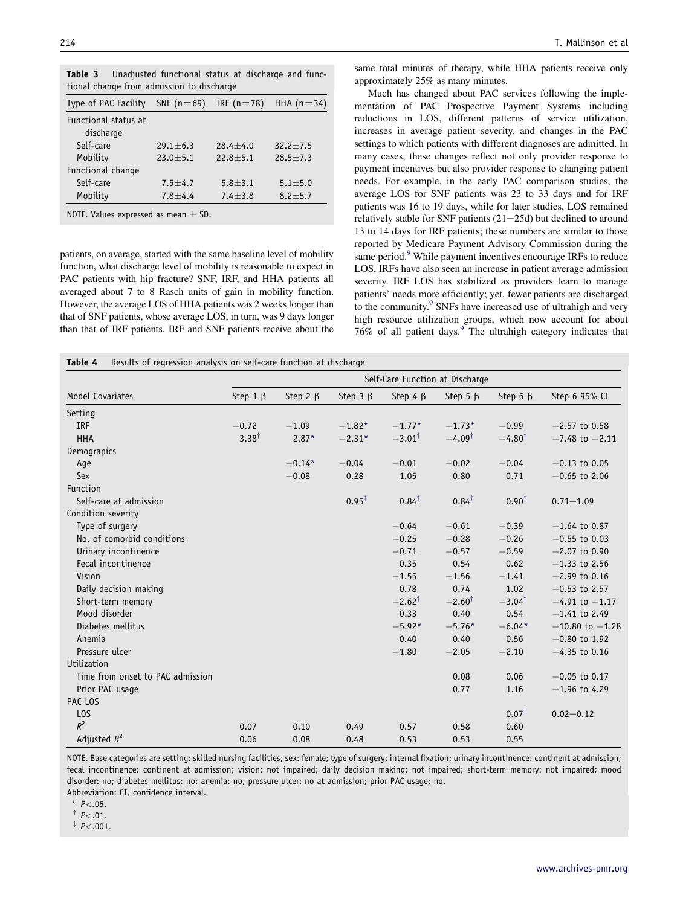**Table 3** Unadjusted functional status at discharge and functional change from admission to discharge

| Type of PAC Facility | SNF (n=69) | IRF (n=78) | HHA (n=34) |
|---|---|---|---|
| Functional status at discharge | | | |
| Self-care | 29.1±6.3 | 28.4±4.0 | 32.2±7.5 |
| Mobility | 23.0±5.1 | 22.8±5.1 | 28.5±7.3 |
| Functional change | | | |
| Self-care | 7.5±4.7 | 5.8±3.1 | 5.1±5.0 |
| Mobility | 7.8±4.4 | 7.4±3.8 | 8.2±5.7 |

NOTE. Values expressed as mean ± SD.

patients, on average, started with the same baseline level of mobility function, what discharge level of mobility is reasonable to expect in PAC patients with hip fracture? SNF, IRF, and HHA patients all averaged about 7 to 8 Rasch units of gain in mobility function. However, the average LOS of HHA patients was 2 weeks longer than that of SNF patients, whose average LOS, in turn, was 9 days longer than that of IRF patients. IRF and SNF patients receive about the same total minutes of therapy, while HHA patients receive only approximately 25% as many minutes.

Much has changed about PAC services following the implementation of PAC Prospective Payment Systems including reductions in LOS, different patterns of service utilization, increases in average patient severity, and changes in the PAC settings to which patients with different diagnoses are admitted. In many cases, these changes reflect not only provider response to payment incentives but also provider response to changing patient needs. For example, in the early PAC comparison studies, the average LOS for SNF patients was 23 to 33 days and for IRF patients was 16 to 19 days, while for later studies, LOS remained relatively stable for SNF patients (21−25d) but declined to around 13 to 14 days for IRF patients; these numbers are similar to those reported by Medicare Payment Advisory Commission during the same period.[9] While payment incentives encourage IRFs to reduce LOS, IRFs have also seen an increase in patient average admission severity. IRF LOS has stabilized as providers learn to manage patients' needs more efficiently; yet, fewer patients are discharged to the community.[9] SNFs have increased use of ultrahigh and very high resource utilization groups, which now account for about 76% of all patient days.[9] The ultrahigh category indicates that

**Table 4** Results of regression analysis on self-care function at discharge

| Model Covariates | Self-Care Function at Discharge | | | | | | |
|---|---|---|---|---|---|---|---|
| | Step 1 β | Step 2 β | Step 3 β | Step 4 β | Step 5 β | Step 6 β | Step 6 95% CI |
| Setting | | | | | | | |
| IRF | −0.72 | −1.09 | −1.82* | −1.77* | −1.73* | −0.99 | −2.57 to 0.58 |
| HHA | 3.38† | 2.87* | −2.31* | −3.01† | −4.09† | −4.80† | −7.48 to −2.11 |
| Demograpics | | | | | | | |
| Age | | −0.14* | −0.04 | −0.01 | −0.02 | −0.04 | −0.13 to 0.05 |
| Sex | | −0.08 | 0.28 | 1.05 | 0.80 | 0.71 | −0.65 to 2.06 |
| Function | | | | | | | |
| Self-care at admission | | | 0.95‡ | 0.84‡ | 0.84‡ | 0.90‡ | 0.71−1.09 |
| Condition severity | | | | | | | |
| Type of surgery | | | | −0.64 | −0.61 | −0.39 | −1.64 to 0.87 |
| No. of comorbid conditions | | | | −0.25 | −0.28 | −0.26 | −0.55 to 0.03 |
| Urinary incontinence | | | | −0.71 | −0.57 | −0.59 | −2.07 to 0.90 |
| Fecal incontinence | | | | 0.35 | 0.54 | 0.62 | −1.33 to 2.56 |
| Vision | | | | −1.55 | −1.56 | −1.41 | −2.99 to 0.16 |
| Daily decision making | | | | 0.78 | 0.74 | 1.02 | −0.53 to 2.57 |
| Short-term memory | | | | −2.62† | −2.60† | −3.04† | −4.91 to −1.17 |
| Mood disorder | | | | 0.33 | 0.40 | 0.54 | −1.41 to 2.49 |
| Diabetes mellitus | | | | −5.92* | −5.76* | −6.04* | −10.80 to −1.28 |
| Anemia | | | | 0.40 | 0.40 | 0.56 | −0.80 to 1.92 |
| Pressure ulcer | | | | −1.80 | −2.05 | −2.10 | −4.35 to 0.16 |
| Utilization | | | | | | | |
| Time from onset to PAC admission | | | | | 0.08 | 0.06 | −0.05 to 0.17 |
| Prior PAC usage | | | | | 0.77 | 1.16 | −1.96 to 4.29 |
| PAC LOS | | | | | | | |
| LOS | | | | | | 0.07† | 0.02−0.12 |
| $R^2$ | 0.07 | 0.10 | 0.49 | 0.57 | 0.58 | 0.60 | |
| Adjusted $R^2$ | 0.06 | 0.08 | 0.48 | 0.53 | 0.53 | 0.55 | |

NOTE. Base categories are setting: skilled nursing facilities; sex: female; type of surgery: internal fixation; urinary incontinence: continent at admission; fecal incontinence: continent at admission; vision: not impaired; daily decision making: not impaired; short-term memory: not impaired; mood disorder: no; diabetes mellitus: no; anemia: no; pressure ulcer: no at admission; prior PAC usage: no.

Abbreviation: CI, confidence interval.

\* $P<.05$.

† $P<.01$.

‡ $P<.001$.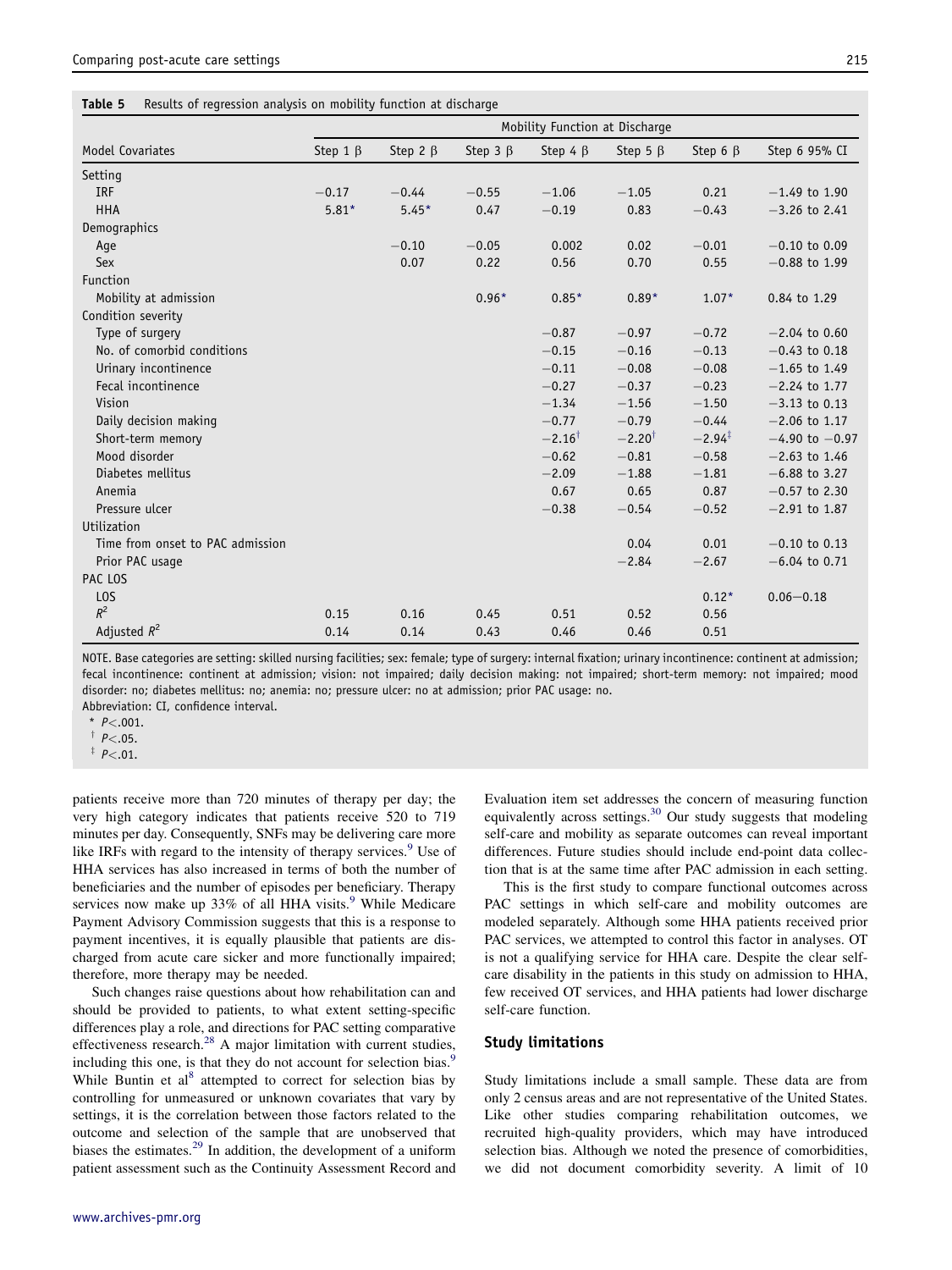**Table 5** Results of regression analysis on mobility function at discharge

| Model Covariates | Mobility Function at Discharge | | | | | | |
|---|---|---|---|---|---|---|---|
| | Step 1 β | Step 2 β | Step 3 β | Step 4 β | Step 5 β | Step 6 β | Step 6 95% CI |
| Setting | | | | | | | |
| IRF | −0.17 | −0.44 | −0.55 | −1.06 | −1.05 | 0.21 | −1.49 to 1.90 |
| HHA | 5.81* | 5.45* | 0.47 | −0.19 | 0.83 | −0.43 | −3.26 to 2.41 |
| Demographics | | | | | | | |
| Age | | −0.10 | −0.05 | 0.002 | 0.02 | −0.01 | −0.10 to 0.09 |
| Sex | | 0.07 | 0.22 | 0.56 | 0.70 | 0.55 | −0.88 to 1.99 |
| Function | | | | | | | |
| Mobility at admission | | | 0.96* | 0.85* | 0.89* | 1.07* | 0.84 to 1.29 |
| Condition severity | | | | | | | |
| Type of surgery | | | | −0.87 | −0.97 | −0.72 | −2.04 to 0.60 |
| No. of comorbid conditions | | | | −0.15 | −0.16 | −0.13 | −0.43 to 0.18 |
| Urinary incontinence | | | | −0.11 | −0.08 | −0.08 | −1.65 to 1.49 |
| Fecal incontinence | | | | −0.27 | −0.37 | −0.23 | −2.24 to 1.77 |
| Vision | | | | −1.34 | −1.56 | −1.50 | −3.13 to 0.13 |
| Daily decision making | | | | −0.77 | −0.79 | −0.44 | −2.06 to 1.17 |
| Short-term memory | | | | −2.16† | −2.20† | −2.94‡ | −4.90 to −0.97 |
| Mood disorder | | | | −0.62 | −0.81 | −0.58 | −2.63 to 1.46 |
| Diabetes mellitus | | | | −2.09 | −1.88 | −1.81 | −6.88 to 3.27 |
| Anemia | | | | 0.67 | 0.65 | 0.87 | −0.57 to 2.30 |
| Pressure ulcer | | | | −0.38 | −0.54 | −0.52 | −2.91 to 1.87 |
| Utilization | | | | | | | |
| Time from onset to PAC admission | | | | | 0.04 | 0.01 | −0.10 to 0.13 |
| Prior PAC usage | | | | | −2.84 | −2.67 | −6.04 to 0.71 |
| PAC LOS | | | | | | | |
| LOS | | | | | | 0.12* | 0.06−0.18 |
| $R^2$ | 0.15 | 0.16 | 0.45 | 0.51 | 0.52 | 0.56 | |
| Adjusted $R^2$ | 0.14 | 0.14 | 0.43 | 0.46 | 0.46 | 0.51 | |

NOTE. Base categories are setting: skilled nursing facilities; sex: female; type of surgery: internal fixation; urinary incontinence: continent at admission; fecal incontinence: continent at admission; vision: not impaired; daily decision making: not impaired; short-term memory: not impaired; mood disorder: no; diabetes mellitus: no; anemia: no; pressure ulcer: no at admission; prior PAC usage: no.

Abbreviation: CI, confidence interval.

\* $P<.001$.

† $P<.05$.

‡ $P<.01$.

patients receive more than 720 minutes of therapy per day; the very high category indicates that patients receive 520 to 719 minutes per day. Consequently, SNFs may be delivering care more like IRFs with regard to the intensity of therapy services.[9] Use of HHA services has also increased in terms of both the number of beneficiaries and the number of episodes per beneficiary. Therapy services now make up 33% of all HHA visits.[9] While Medicare Payment Advisory Commission suggests that this is a response to payment incentives, it is equally plausible that patients are discharged from acute care sicker and more functionally impaired; therefore, more therapy may be needed.

Such changes raise questions about how rehabilitation can and should be provided to patients, to what extent setting-specific differences play a role, and directions for PAC setting comparative effectiveness research.[28] A major limitation with current studies, including this one, is that they do not account for selection bias.[9] While Buntin et al[8] attempted to correct for selection bias by controlling for unmeasured or unknown covariates that vary by settings, it is the correlation between those factors related to the outcome and selection of the sample that are unobserved that biases the estimates.[29] In addition, the development of a uniform patient assessment such as the Continuity Assessment Record and Evaluation item set addresses the concern of measuring function equivalently across settings.[30] Our study suggests that modeling self-care and mobility as separate outcomes can reveal important differences. Future studies should include end-point data collection that is at the same time after PAC admission in each setting.

This is the first study to compare functional outcomes across PAC settings in which self-care and mobility outcomes are modeled separately. Although some HHA patients received prior PAC services, we attempted to control this factor in analyses. OT is not a qualifying service for HHA care. Despite the clear self-care disability in the patients in this study on admission to HHA, few received OT services, and HHA patients had lower discharge self-care function.

## Study limitations

Study limitations include a small sample. These data are from only 2 census areas and are not representative of the United States. Like other studies comparing rehabilitation outcomes, we recruited high-quality providers, which may have introduced selection bias. Although we noted the presence of comorbidities, we did not document comorbidity severity. A limit of 10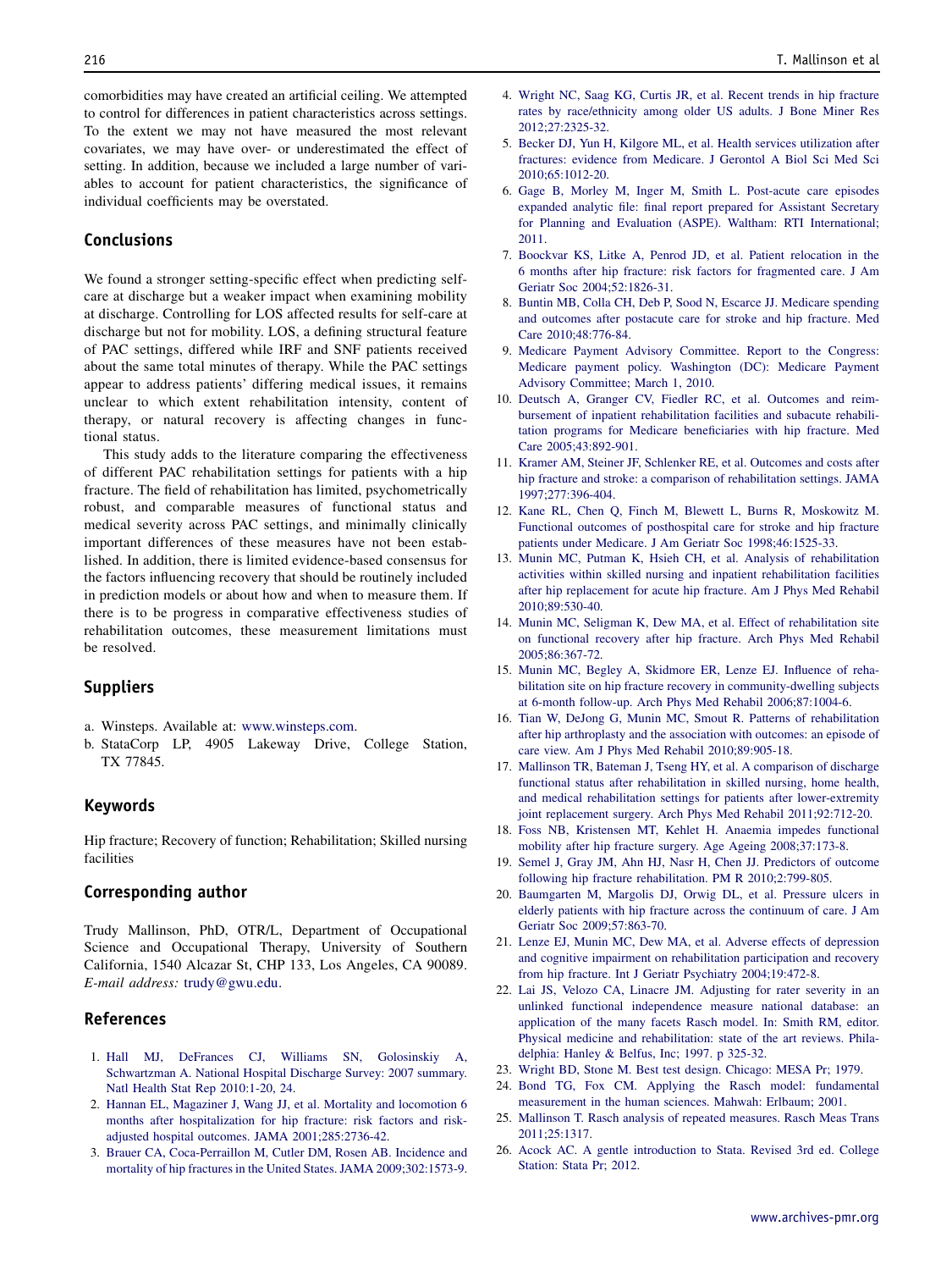comorbidities may have created an artificial ceiling. We attempted to control for differences in patient characteristics across settings. To the extent we may not have measured the most relevant covariates, we may have over- or underestimated the effect of setting. In addition, because we included a large number of variables to account for patient characteristics, the significance of individual coefficients may be overstated.

## Conclusions

We found a stronger setting-specific effect when predicting self-care at discharge but a weaker impact when examining mobility at discharge. Controlling for LOS affected results for self-care at discharge but not for mobility. LOS, a defining structural feature of PAC settings, differed while IRF and SNF patients received about the same total minutes of therapy. While the PAC settings appear to address patients' differing medical issues, it remains unclear to which extent rehabilitation intensity, content of therapy, or natural recovery is affecting changes in functional status.

This study adds to the literature comparing the effectiveness of different PAC rehabilitation settings for patients with a hip fracture. The field of rehabilitation has limited, psychometrically robust, and comparable measures of functional status and medical severity across PAC settings, and minimally clinically important differences of these measures have not been established. In addition, there is limited evidence-based consensus for the factors influencing recovery that should be routinely included in prediction models or about how and when to measure them. If there is to be progress in comparative effectiveness studies of rehabilitation outcomes, these measurement limitations must be resolved.

## Suppliers

a. Winsteps. Available at: www.winsteps.com.
b. StataCorp LP, 4905 Lakeway Drive, College Station, TX 77845.

## Keywords

Hip fracture; Recovery of function; Rehabilitation; Skilled nursing facilities

## Corresponding author

Trudy Mallinson, PhD, OTR/L, Department of Occupational Science and Occupational Therapy, University of Southern California, 1540 Alcazar St, CHP 133, Los Angeles, CA 90089. *E-mail address:* trudy@gwu.edu.

## References

1. Hall MJ, DeFrances CJ, Williams SN, Golosinskiy A, Schwartzman A. National Hospital Discharge Survey: 2007 summary. Natl Health Stat Rep 2010:1-20, 24.
2. Hannan EL, Magaziner J, Wang JJ, et al. Mortality and locomotion 6 months after hospitalization for hip fracture: risk factors and risk-adjusted hospital outcomes. JAMA 2001;285:2736-42.
3. Brauer CA, Coca-Perraillon M, Cutler DM, Rosen AB. Incidence and mortality of hip fractures in the United States. JAMA 2009;302:1573-9.
4. Wright NC, Saag KG, Curtis JR, et al. Recent trends in hip fracture rates by race/ethnicity among older US adults. J Bone Miner Res 2012;27:2325-32.
5. Becker DJ, Yun H, Kilgore ML, et al. Health services utilization after fractures: evidence from Medicare. J Gerontol A Biol Sci Med Sci 2010;65:1012-20.
6. Gage B, Morley M, Inger M, Smith L. Post-acute care episodes expanded analytic file: final report prepared for Assistant Secretary for Planning and Evaluation (ASPE). Waltham: RTI International; 2011.
7. Boockvar KS, Litke A, Penrod JD, et al. Patient relocation in the 6 months after hip fracture: risk factors for fragmented care. J Am Geriatr Soc 2004;52:1826-31.
8. Buntin MB, Colla CH, Deb P, Sood N, Escarce JJ. Medicare spending and outcomes after postacute care for stroke and hip fracture. Med Care 2010;48:776-84.
9. Medicare Payment Advisory Committee. Report to the Congress: Medicare payment policy. Washington (DC): Medicare Payment Advisory Committee; March 1, 2010.
10. Deutsch A, Granger CV, Fiedler RC, et al. Outcomes and reimbursement of inpatient rehabilitation facilities and subacute rehabilitation programs for Medicare beneficiaries with hip fracture. Med Care 2005;43:892-901.
11. Kramer AM, Steiner JF, Schlenker RE, et al. Outcomes and costs after hip fracture and stroke: a comparison of rehabilitation settings. JAMA 1997;277:396-404.
12. Kane RL, Chen Q, Finch M, Blewett L, Burns R, Moskowitz M. Functional outcomes of posthospital care for stroke and hip fracture patients under Medicare. J Am Geriatr Soc 1998;46:1525-33.
13. Munin MC, Putman K, Hsieh CH, et al. Analysis of rehabilitation activities within skilled nursing and inpatient rehabilitation facilities after hip replacement for acute hip fracture. Am J Phys Med Rehabil 2010;89:530-40.
14. Munin MC, Seligman K, Dew MA, et al. Effect of rehabilitation site on functional recovery after hip fracture. Arch Phys Med Rehabil 2005;86:367-72.
15. Munin MC, Begley A, Skidmore ER, Lenze EJ. Influence of rehabilitation site on hip fracture recovery in community-dwelling subjects at 6-month follow-up. Arch Phys Med Rehabil 2006;87:1004-6.
16. Tian W, DeJong G, Munin MC, Smout R. Patterns of rehabilitation after hip arthroplasty and the association with outcomes: an episode of care view. Am J Phys Med Rehabil 2010;89:905-18.
17. Mallinson TR, Bateman J, Tseng HY, et al. A comparison of discharge functional status after rehabilitation in skilled nursing, home health, and medical rehabilitation settings for patients after lower-extremity joint replacement surgery. Arch Phys Med Rehabil 2011;92:712-20.
18. Foss NB, Kristensen MT, Kehlet H. Anaemia impedes functional mobility after hip fracture surgery. Age Ageing 2008;37:173-8.
19. Semel J, Gray JM, Ahn HJ, Nasr H, Chen JJ. Predictors of outcome following hip fracture rehabilitation. PM R 2010;2:799-805.
20. Baumgarten M, Margolis DJ, Orwig DL, et al. Pressure ulcers in elderly patients with hip fracture across the continuum of care. J Am Geriatr Soc 2009;57:863-70.
21. Lenze EJ, Munin MC, Dew MA, et al. Adverse effects of depression and cognitive impairment on rehabilitation participation and recovery from hip fracture. Int J Geriatr Psychiatry 2004;19:472-8.
22. Lai JS, Velozo CA, Linacre JM. Adjusting for rater severity in an unlinked functional independence measure national database: an application of the many facets Rasch model. In: Smith RM, editor. Physical medicine and rehabilitation: state of the art reviews. Philadelphia: Hanley & Belfus, Inc; 1997. p 325-32.
23. Wright BD, Stone M. Best test design. Chicago: MESA Pr; 1979.
24. Bond TG, Fox CM. Applying the Rasch model: fundamental measurement in the human sciences. Mahwah: Erlbaum; 2001.
25. Mallinson T. Rasch analysis of repeated measures. Rasch Meas Trans 2011;25:1317.
26. Acock AC. A gentle introduction to Stata. Revised 3rd ed. College Station: Stata Pr; 2012.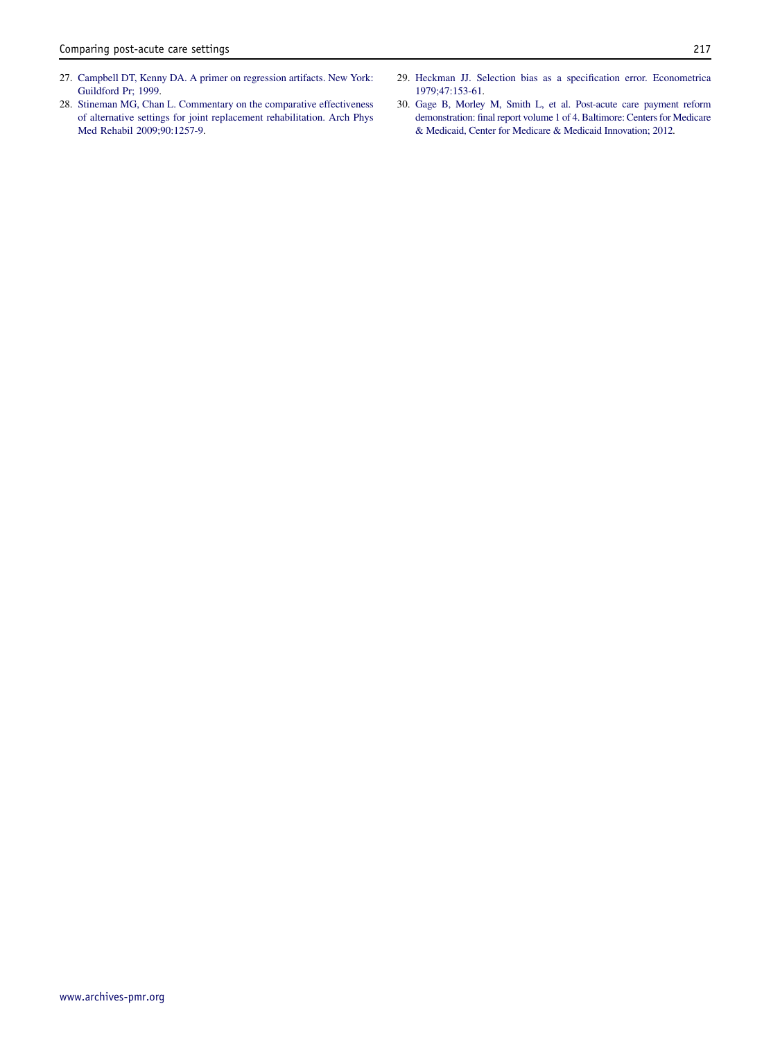27. Campbell DT, Kenny DA. A primer on regression artifacts. New York: Guildford Pr; 1999.
28. Stineman MG, Chan L. Commentary on the comparative effectiveness of alternative settings for joint replacement rehabilitation. Arch Phys Med Rehabil 2009;90:1257-9.
29. Heckman JJ. Selection bias as a specification error. Econometrica 1979;47:153-61.
30. Gage B, Morley M, Smith L, et al. Post-acute care payment reform demonstration: final report volume 1 of 4. Baltimore: Centers for Medicare & Medicaid, Center for Medicare & Medicaid Innovation; 2012.